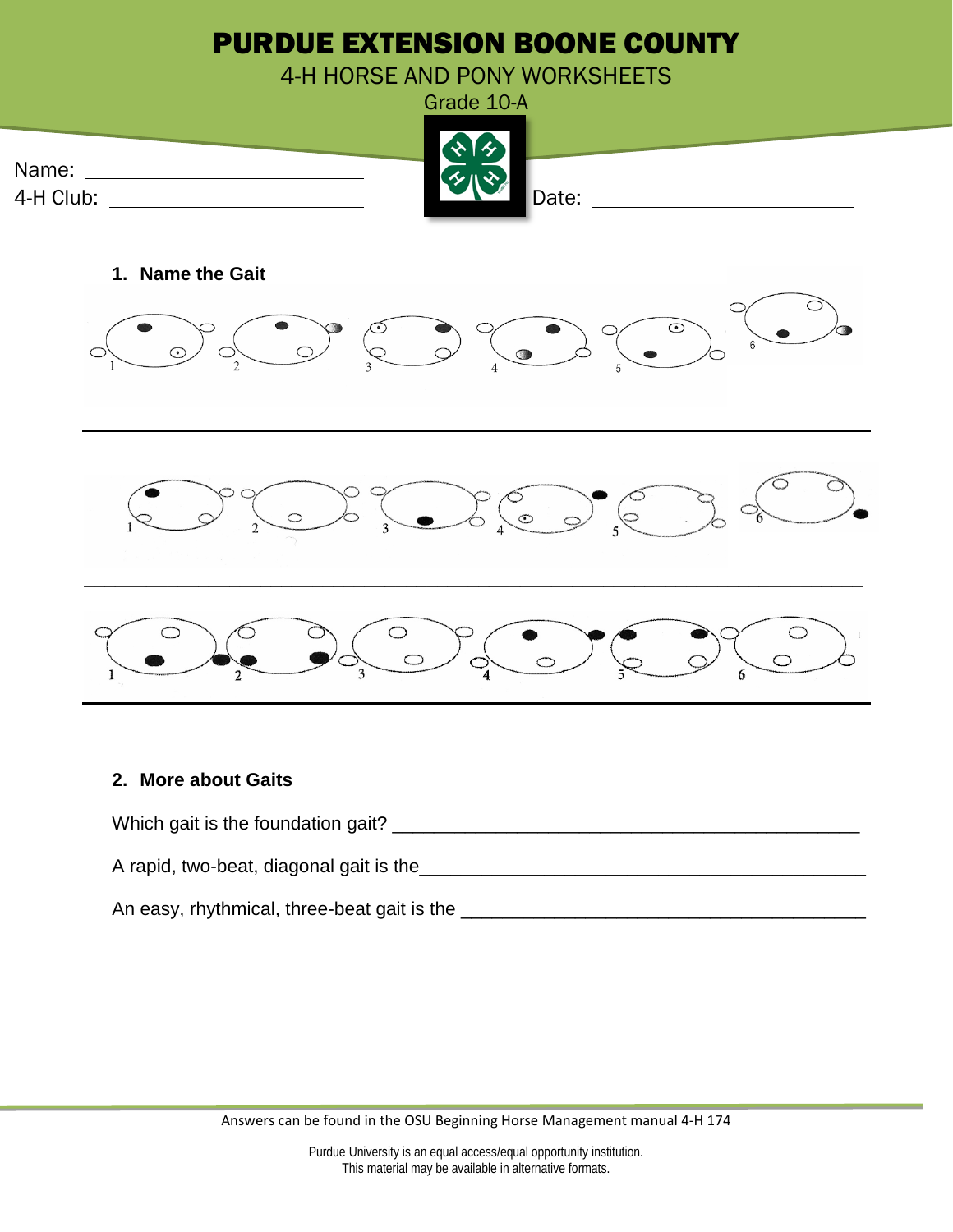# PURDUE EXTENSION BOONE COUNTY

## 4-H HORSE AND PONY WORKSHEETS

Grade 10-A

Name: ____________________________

4-H Club: ____________________________

Date: ____________________________

**1. Name the Gait**

1 2 3 4 5 6

___________________________________________________________________________

1 2 3 4 5 6

___________________________________________________________________________

1 2 3 4 5 6

___________________________________________________________________________

**2. More about Gaits**

Which gait is the foundation gait? ____________________________________________

A rapid, two-beat, diagonal gait is the____________________________________________

An easy, rhythmical, three-beat gait is the ____________________________________

Answers can be found in the OSU Beginning Horse Management manual 4-H 174

Purdue University is an equal access/equal opportunity institution.
This material may be available in alternative formats.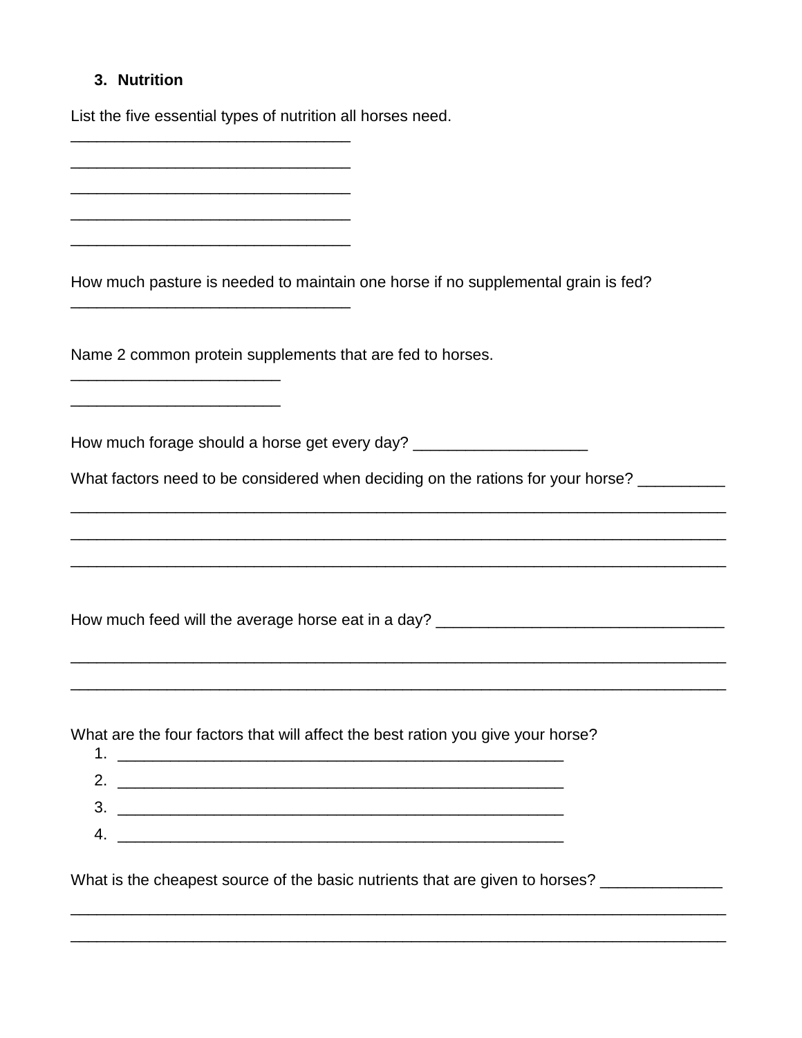3. **Nutrition**

List the five essential types of nutrition all horses need.

________________________________

________________________________

________________________________

________________________________

________________________________

How much pasture is needed to maintain one horse if no supplemental grain is fed?

________________________________

Name 2 common protein supplements that are fed to horses.

________________________

________________________

How much forage should a horse get every day? ____________________

What factors need to be considered when deciding on the rations for your horse? __________

____________________________________________________________________________

____________________________________________________________________________

____________________________________________________________________________

How much feed will the average horse eat in a day? ________________________________

____________________________________________________________________________

____________________________________________________________________________

What are the four factors that will affect the best ration you give your horse?

1. ___________________________________________________
2. ___________________________________________________
3. ___________________________________________________
4. ___________________________________________________

What is the cheapest source of the basic nutrients that are given to horses? ______________

____________________________________________________________________________

____________________________________________________________________________